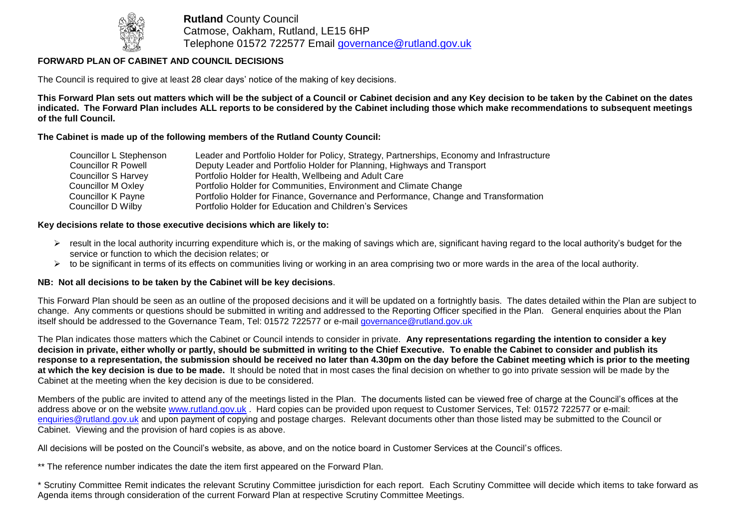**Rutland** County Council
Catmose, Oakham, Rutland, LE15 6HP
Telephone 01572 722577 Email governance@rutland.gov.uk

## FORWARD PLAN OF CABINET AND COUNCIL DECISIONS

The Council is required to give at least 28 clear days' notice of the making of key decisions.

**This Forward Plan sets out matters which will be the subject of a Council or Cabinet decision and any Key decision to be taken by the Cabinet on the dates indicated. The Forward Plan includes ALL reports to be considered by the Cabinet including those which make recommendations to subsequent meetings of the full Council.**

**The Cabinet is made up of the following members of the Rutland County Council:**

| | |
|---|---|
| Councillor L Stephenson | Leader and Portfolio Holder for Policy, Strategy, Partnerships, Economy and Infrastructure |
| Councillor R Powell | Deputy Leader and Portfolio Holder for Planning, Highways and Transport |
| Councillor S Harvey | Portfolio Holder for Health, Wellbeing and Adult Care |
| Councillor M Oxley | Portfolio Holder for Communities, Environment and Climate Change |
| Councillor K Payne | Portfolio Holder for Finance, Governance and Performance, Change and Transformation |
| Councillor D Wilby | Portfolio Holder for Education and Children's Services |

**Key decisions relate to those executive decisions which are likely to:**

- result in the local authority incurring expenditure which is, or the making of savings which are, significant having regard to the local authority's budget for the service or function to which the decision relates; or
- to be significant in terms of its effects on communities living or working in an area comprising two or more wards in the area of the local authority.

**NB: Not all decisions to be taken by the Cabinet will be key decisions**.

This Forward Plan should be seen as an outline of the proposed decisions and it will be updated on a fortnightly basis. The dates detailed within the Plan are subject to change. Any comments or questions should be submitted in writing and addressed to the Reporting Officer specified in the Plan. General enquiries about the Plan itself should be addressed to the Governance Team, Tel: 01572 722577 or e-mail governance@rutland.gov.uk

The Plan indicates those matters which the Cabinet or Council intends to consider in private. **Any representations regarding the intention to consider a key decision in private, either wholly or partly, should be submitted in writing to the Chief Executive. To enable the Cabinet to consider and publish its response to a representation, the submission should be received no later than 4.30pm on the day before the Cabinet meeting which is prior to the meeting at which the key decision is due to be made.** It should be noted that in most cases the final decision on whether to go into private session will be made by the Cabinet at the meeting when the key decision is due to be considered.

Members of the public are invited to attend any of the meetings listed in the Plan. The documents listed can be viewed free of charge at the Council's offices at the address above or on the website www.rutland.gov.uk . Hard copies can be provided upon request to Customer Services, Tel: 01572 722577 or e-mail: enquiries@rutland.gov.uk and upon payment of copying and postage charges. Relevant documents other than those listed may be submitted to the Council or Cabinet. Viewing and the provision of hard copies is as above.

All decisions will be posted on the Council's website, as above, and on the notice board in Customer Services at the Council's offices.

** The reference number indicates the date the item first appeared on the Forward Plan.

* Scrutiny Committee Remit indicates the relevant Scrutiny Committee jurisdiction for each report. Each Scrutiny Committee will decide which items to take forward as Agenda items through consideration of the current Forward Plan at respective Scrutiny Committee Meetings.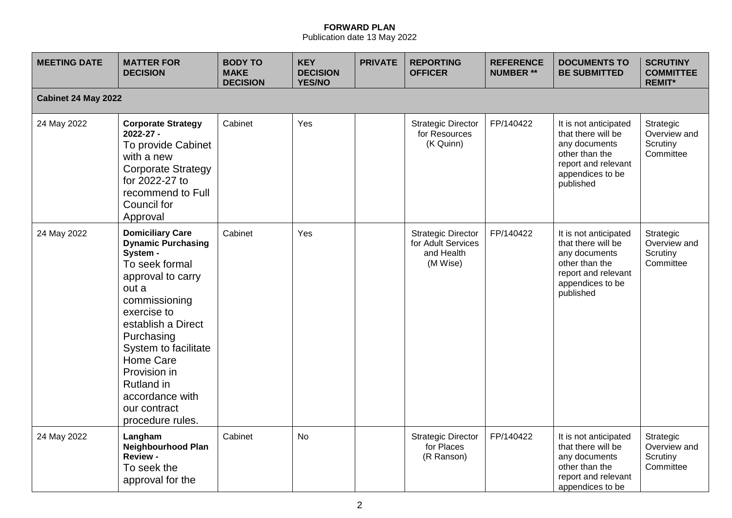**FORWARD PLAN**
Publication date 13 May 2022

| MEETING DATE | MATTER FOR DECISION | BODY TO MAKE DECISION | KEY DECISION YES/NO | PRIVATE | REPORTING OFFICER | REFERENCE NUMBER ** | DOCUMENTS TO BE SUBMITTED | SCRUTINY COMMITTEE REMIT* |
|---|---|---|---|---|---|---|---|---|
| **Cabinet 24 May 2022** | | | | | | | | |
| 24 May 2022 | **Corporate Strategy 2022-27 -** To provide Cabinet with a new Corporate Strategy for 2022-27 to recommend to Full Council for Approval | Cabinet | Yes | | Strategic Director for Resources (K Quinn) | FP/140422 | It is not anticipated that there will be any documents other than the report and relevant appendices to be published | Strategic Overview and Scrutiny Committee |
| 24 May 2022 | **Domiciliary Care Dynamic Purchasing System -** To seek formal approval to carry out a commissioning exercise to establish a Direct Purchasing System to facilitate Home Care Provision in Rutland in accordance with our contract procedure rules. | Cabinet | Yes | | Strategic Director for Adult Services and Health (M Wise) | FP/140422 | It is not anticipated that there will be any documents other than the report and relevant appendices to be published | Strategic Overview and Scrutiny Committee |
| 24 May 2022 | **Langham Neighbourhood Plan Review -** To seek the approval for the | Cabinet | No | | Strategic Director for Places (R Ranson) | FP/140422 | It is not anticipated that there will be any documents other than the report and relevant appendices to be | Strategic Overview and Scrutiny Committee |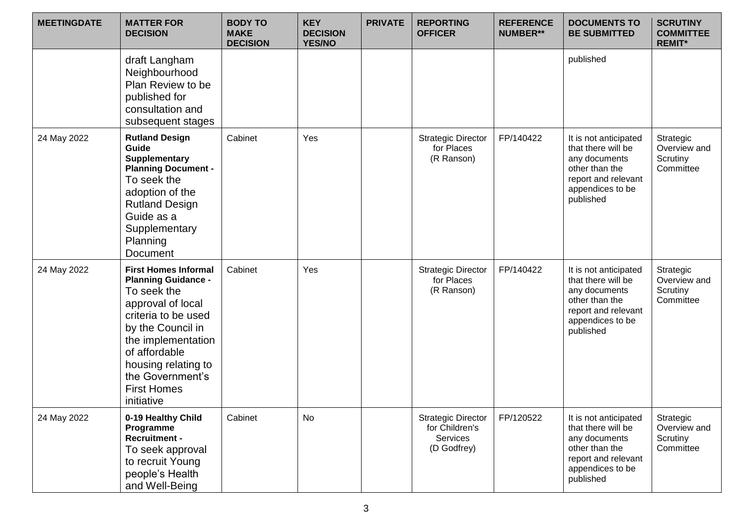| MEETINGDATE | MATTER FOR DECISION | BODY TO MAKE DECISION | KEY DECISION YES/NO | PRIVATE | REPORTING OFFICER | REFERENCE NUMBER** | DOCUMENTS TO BE SUBMITTED | SCRUTINY COMMITTEE REMIT* |
|---|---|---|---|---|---|---|---|---|
| | draft Langham Neighbourhood Plan Review to be published for consultation and subsequent stages | | | | | | published | |
| 24 May 2022 | **Rutland Design Guide Supplementary Planning Document -** To seek the adoption of the Rutland Design Guide as a Supplementary Planning Document | Cabinet | Yes | | Strategic Director for Places (R Ranson) | FP/140422 | It is not anticipated that there will be any documents other than the report and relevant appendices to be published | Strategic Overview and Scrutiny Committee |
| 24 May 2022 | **First Homes Informal Planning Guidance -** To seek the approval of local criteria to be used by the Council in the implementation of affordable housing relating to the Government's First Homes initiative | Cabinet | Yes | | Strategic Director for Places (R Ranson) | FP/140422 | It is not anticipated that there will be any documents other than the report and relevant appendices to be published | Strategic Overview and Scrutiny Committee |
| 24 May 2022 | **0-19 Healthy Child Programme Recruitment -** To seek approval to recruit Young people's Health and Well-Being | Cabinet | No | | Strategic Director for Children's Services (D Godfrey) | FP/120522 | It is not anticipated that there will be any documents other than the report and relevant appendices to be published | Strategic Overview and Scrutiny Committee |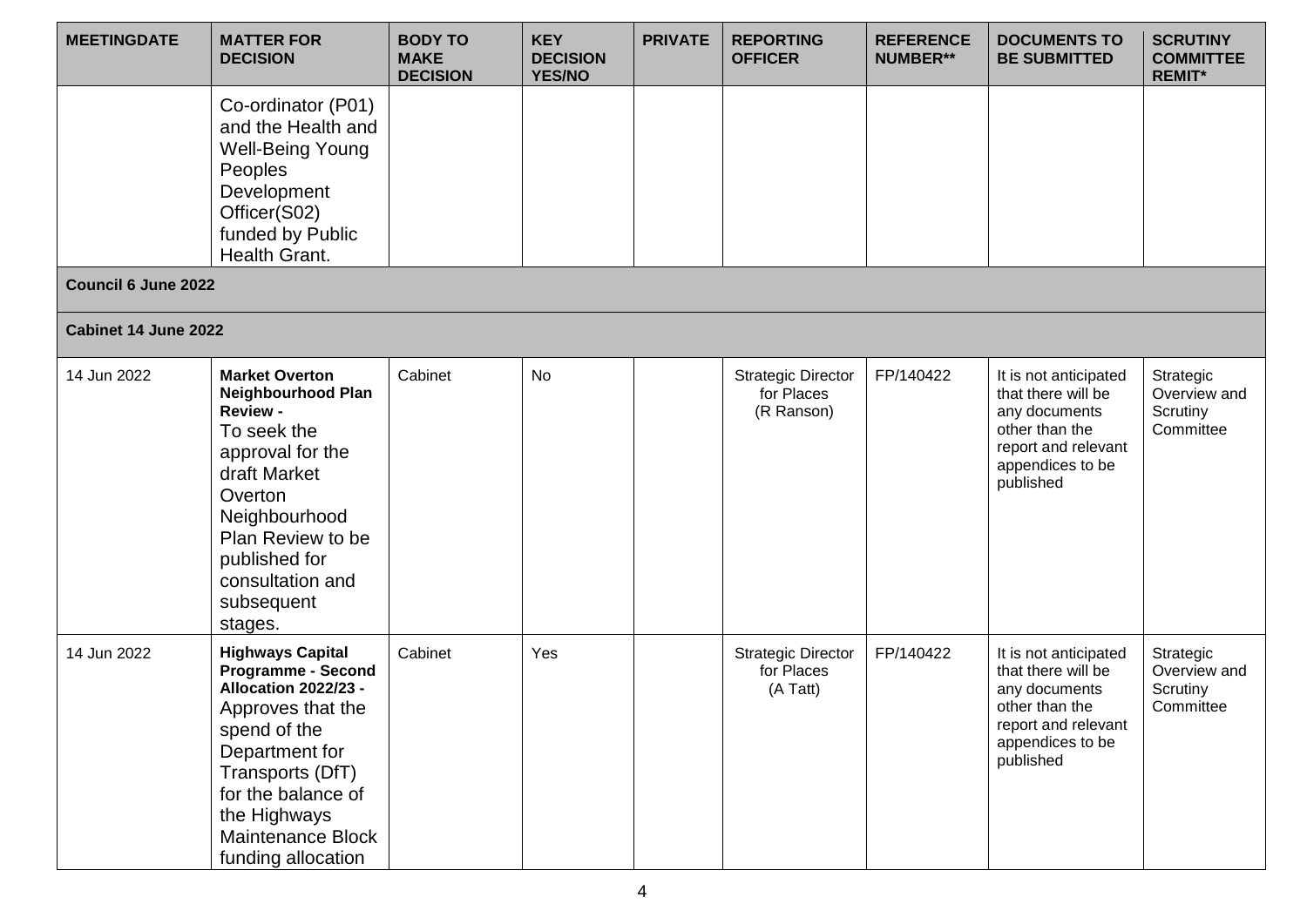| MEETINGDATE | MATTER FOR DECISION | BODY TO MAKE DECISION | KEY DECISION YES/NO | PRIVATE | REPORTING OFFICER | REFERENCE NUMBER** | DOCUMENTS TO BE SUBMITTED | SCRUTINY COMMITTEE REMIT* |
|---|---|---|---|---|---|---|---|---|
| | Co-ordinator (P01) and the Health and Well-Being Young Peoples Development Officer(S02) funded by Public Health Grant. | | | | | | | |
| **Council 6 June 2022** | | | | | | | | |
| **Cabinet 14 June 2022** | | | | | | | | |
| 14 Jun 2022 | **Market Overton Neighbourhood Plan Review -** To seek the approval for the draft Market Overton Neighbourhood Plan Review to be published for consultation and subsequent stages. | Cabinet | No | | Strategic Director for Places (R Ranson) | FP/140422 | It is not anticipated that there will be any documents other than the report and relevant appendices to be published | Strategic Overview and Scrutiny Committee |
| 14 Jun 2022 | **Highways Capital Programme - Second Allocation 2022/23 -** Approves that the spend of the Department for Transports (DfT) for the balance of the Highways Maintenance Block funding allocation | Cabinet | Yes | | Strategic Director for Places (A Tatt) | FP/140422 | It is not anticipated that there will be any documents other than the report and relevant appendices to be published | Strategic Overview and Scrutiny Committee |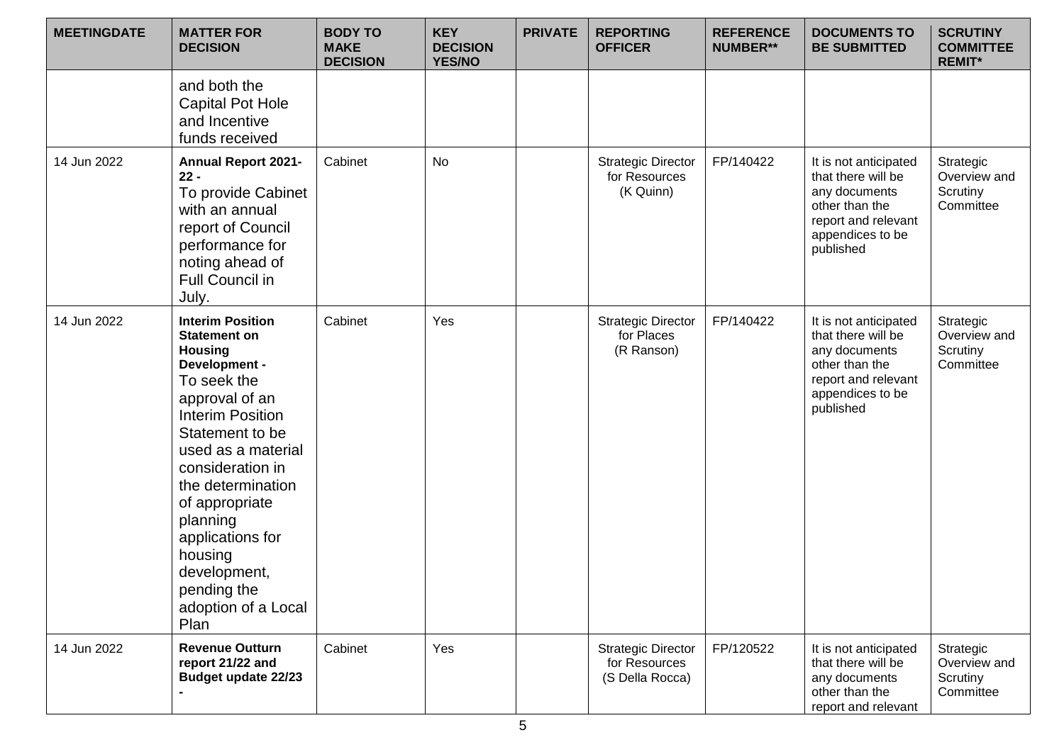| MEETINGDATE | MATTER FOR DECISION | BODY TO MAKE DECISION | KEY DECISION YES/NO | PRIVATE | REPORTING OFFICER | REFERENCE NUMBER** | DOCUMENTS TO BE SUBMITTED | SCRUTINY COMMITTEE REMIT* |
|---|---|---|---|---|---|---|---|---|
| | and both the Capital Pot Hole and Incentive funds received | | | | | | | |
| 14 Jun 2022 | **Annual Report 2021-22 -** To provide Cabinet with an annual report of Council performance for noting ahead of Full Council in July. | Cabinet | No | | Strategic Director for Resources (K Quinn) | FP/140422 | It is not anticipated that there will be any documents other than the report and relevant appendices to be published | Strategic Overview and Scrutiny Committee |
| 14 Jun 2022 | **Interim Position Statement on Housing Development -** To seek the approval of an Interim Position Statement to be used as a material consideration in the determination of appropriate planning applications for housing development, pending the adoption of a Local Plan | Cabinet | Yes | | Strategic Director for Places (R Ranson) | FP/140422 | It is not anticipated that there will be any documents other than the report and relevant appendices to be published | Strategic Overview and Scrutiny Committee |
| 14 Jun 2022 | **Revenue Outturn report 21/22 and Budget update 22/23 -** | Cabinet | Yes | | Strategic Director for Resources (S Della Rocca) | FP/120522 | It is not anticipated that there will be any documents other than the report and relevant | Strategic Overview and Scrutiny Committee |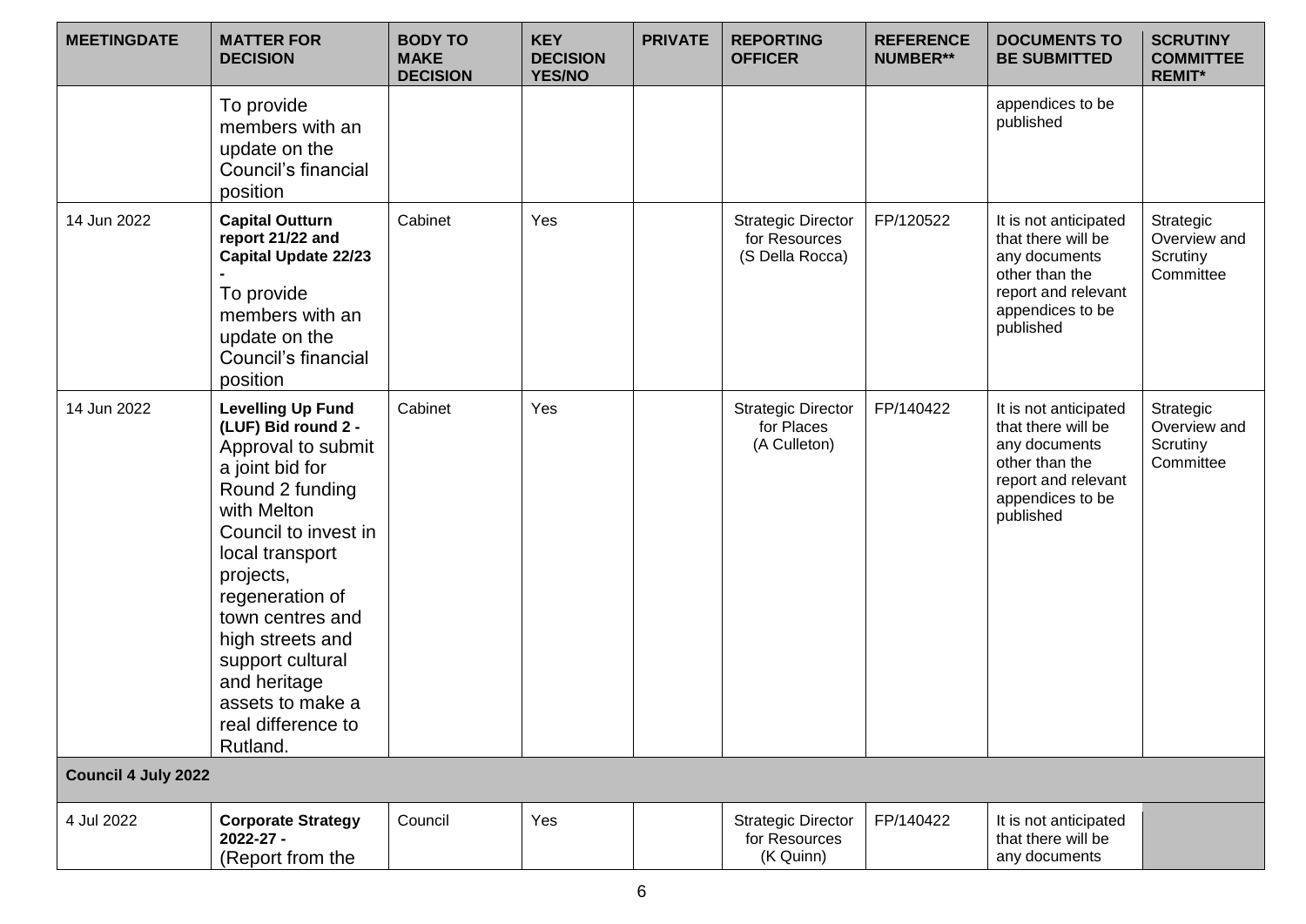| MEETINGDATE | MATTER FOR DECISION | BODY TO MAKE DECISION | KEY DECISION YES/NO | PRIVATE | REPORTING OFFICER | REFERENCE NUMBER** | DOCUMENTS TO BE SUBMITTED | SCRUTINY COMMITTEE REMIT* |
|---|---|---|---|---|---|---|---|---|
| | To provide members with an update on the Council's financial position | | | | | | appendices to be published | |
| 14 Jun 2022 | **Capital Outturn report 21/22 and Capital Update 22/23 -** To provide members with an update on the Council's financial position | Cabinet | Yes | | Strategic Director for Resources (S Della Rocca) | FP/120522 | It is not anticipated that there will be any documents other than the report and relevant appendices to be published | Strategic Overview and Scrutiny Committee |
| 14 Jun 2022 | **Levelling Up Fund (LUF) Bid round 2 -** Approval to submit a joint bid for Round 2 funding with Melton Council to invest in local transport projects, regeneration of town centres and high streets and support cultural and heritage assets to make a real difference to Rutland. | Cabinet | Yes | | Strategic Director for Places (A Culleton) | FP/140422 | It is not anticipated that there will be any documents other than the report and relevant appendices to be published | Strategic Overview and Scrutiny Committee |
| **Council 4 July 2022** | | | | | | | | |
| 4 Jul 2022 | **Corporate Strategy 2022-27 -** (Report from the | Council | Yes | | Strategic Director for Resources (K Quinn) | FP/140422 | It is not anticipated that there will be any documents | |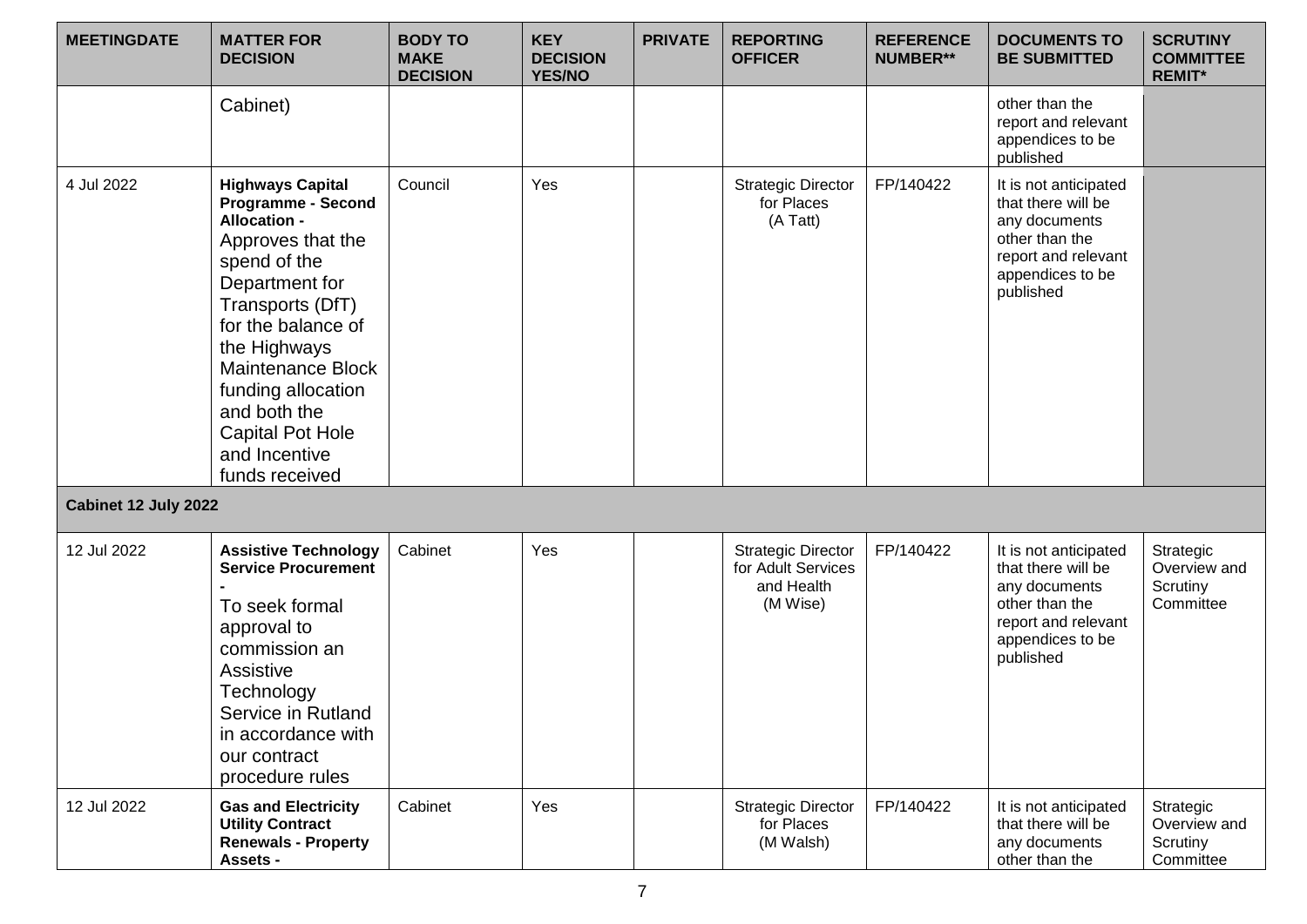| MEETINGDATE | MATTER FOR DECISION | BODY TO MAKE DECISION | KEY DECISION YES/NO | PRIVATE | REPORTING OFFICER | REFERENCE NUMBER** | DOCUMENTS TO BE SUBMITTED | SCRUTINY COMMITTEE REMIT* |
|---|---|---|---|---|---|---|---|---|
| | Cabinet) | | | | | | other than the report and relevant appendices to be published | |
| 4 Jul 2022 | **Highways Capital Programme - Second Allocation -** Approves that the spend of the Department for Transports (DfT) for the balance of the Highways Maintenance Block funding allocation and both the Capital Pot Hole and Incentive funds received | Council | Yes | | Strategic Director for Places (A Tatt) | FP/140422 | It is not anticipated that there will be any documents other than the report and relevant appendices to be published | |
| **Cabinet 12 July 2022** | | | | | | | | |
| 12 Jul 2022 | **Assistive Technology Service Procurement -** To seek formal approval to commission an Assistive Technology Service in Rutland in accordance with our contract procedure rules | Cabinet | Yes | | Strategic Director for Adult Services and Health (M Wise) | FP/140422 | It is not anticipated that there will be any documents other than the report and relevant appendices to be published | Strategic Overview and Scrutiny Committee |
| 12 Jul 2022 | **Gas and Electricity Utility Contract Renewals - Property Assets -** | Cabinet | Yes | | Strategic Director for Places (M Walsh) | FP/140422 | It is not anticipated that there will be any documents other than the | Strategic Overview and Scrutiny Committee |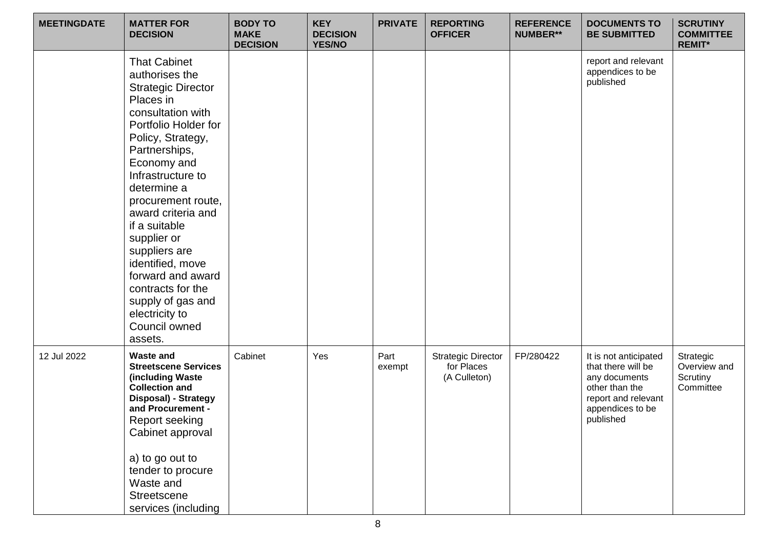| MEETINGDATE | MATTER FOR DECISION | BODY TO MAKE DECISION | KEY DECISION YES/NO | PRIVATE | REPORTING OFFICER | REFERENCE NUMBER** | DOCUMENTS TO BE SUBMITTED | SCRUTINY COMMITTEE REMIT* |
|---|---|---|---|---|---|---|---|---|
| | That Cabinet authorises the Strategic Director Places in consultation with Portfolio Holder for Policy, Strategy, Partnerships, Economy and Infrastructure to determine a procurement route, award criteria and if a suitable supplier or suppliers are identified, move forward and award contracts for the supply of gas and electricity to Council owned assets. | | | | | | report and relevant appendices to be published | |
| 12 Jul 2022 | **Waste and Streetscene Services (including Waste Collection and Disposal) - Strategy and Procurement -** Report seeking Cabinet approval<br><br>a) to go out to tender to procure Waste and Streetscene services (including | Cabinet | Yes | Part exempt | Strategic Director for Places (A Culleton) | FP/280422 | It is not anticipated that there will be any documents other than the report and relevant appendices to be published | Strategic Overview and Scrutiny Committee |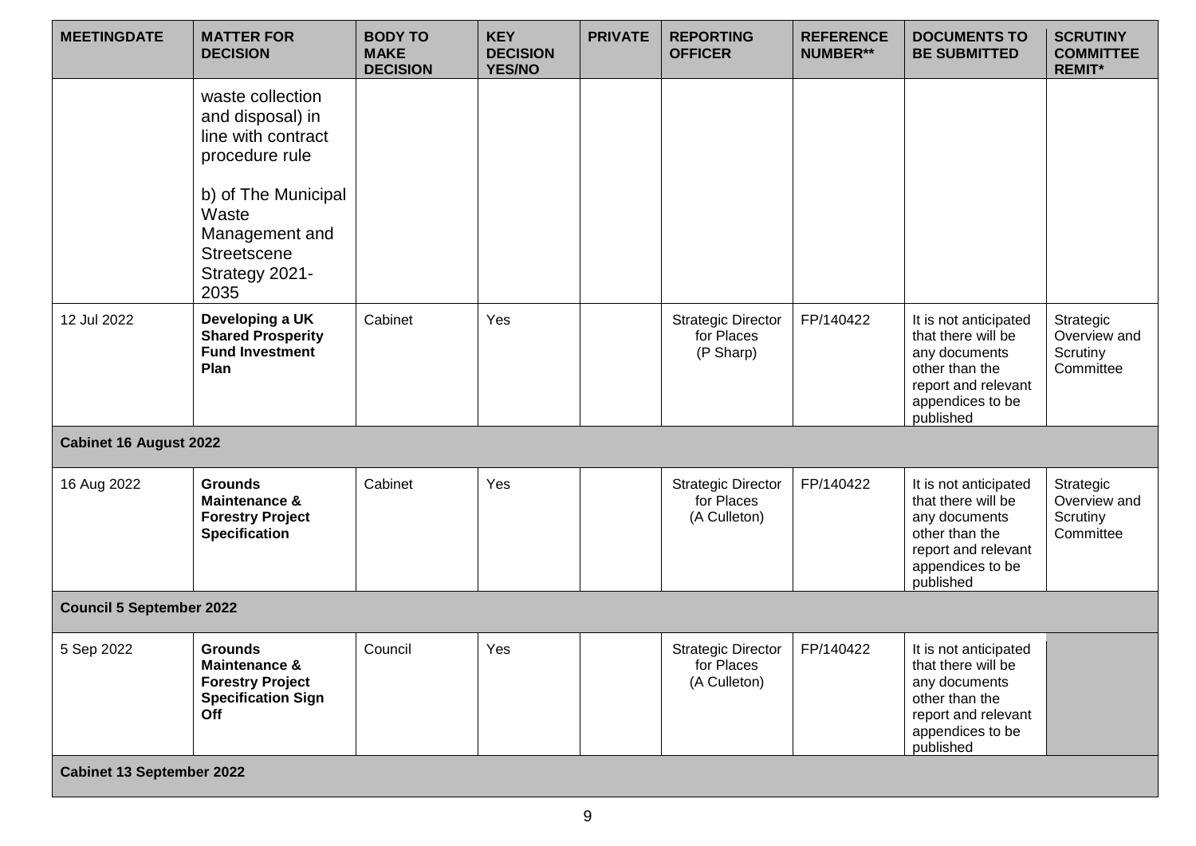| MEETINGDATE | MATTER FOR DECISION | BODY TO MAKE DECISION | KEY DECISION YES/NO | PRIVATE | REPORTING OFFICER | REFERENCE NUMBER** | DOCUMENTS TO BE SUBMITTED | SCRUTINY COMMITTEE REMIT* |
|---|---|---|---|---|---|---|---|---|
| | waste collection and disposal) in line with contract procedure rule<br><br>b) of The Municipal Waste Management and Streetscene Strategy 2021-2035 | | | | | | | |
| 12 Jul 2022 | **Developing a UK Shared Prosperity Fund Investment Plan** | Cabinet | Yes | | Strategic Director for Places (P Sharp) | FP/140422 | It is not anticipated that there will be any documents other than the report and relevant appendices to be published | Strategic Overview and Scrutiny Committee |
| **Cabinet 16 August 2022** | | | | | | | | |
| 16 Aug 2022 | **Grounds Maintenance & Forestry Project Specification** | Cabinet | Yes | | Strategic Director for Places (A Culleton) | FP/140422 | It is not anticipated that there will be any documents other than the report and relevant appendices to be published | Strategic Overview and Scrutiny Committee |
| **Council 5 September 2022** | | | | | | | | |
| 5 Sep 2022 | **Grounds Maintenance & Forestry Project Specification Sign Off** | Council | Yes | | Strategic Director for Places (A Culleton) | FP/140422 | It is not anticipated that there will be any documents other than the report and relevant appendices to be published | |
| **Cabinet 13 September 2022** | | | | | | | | |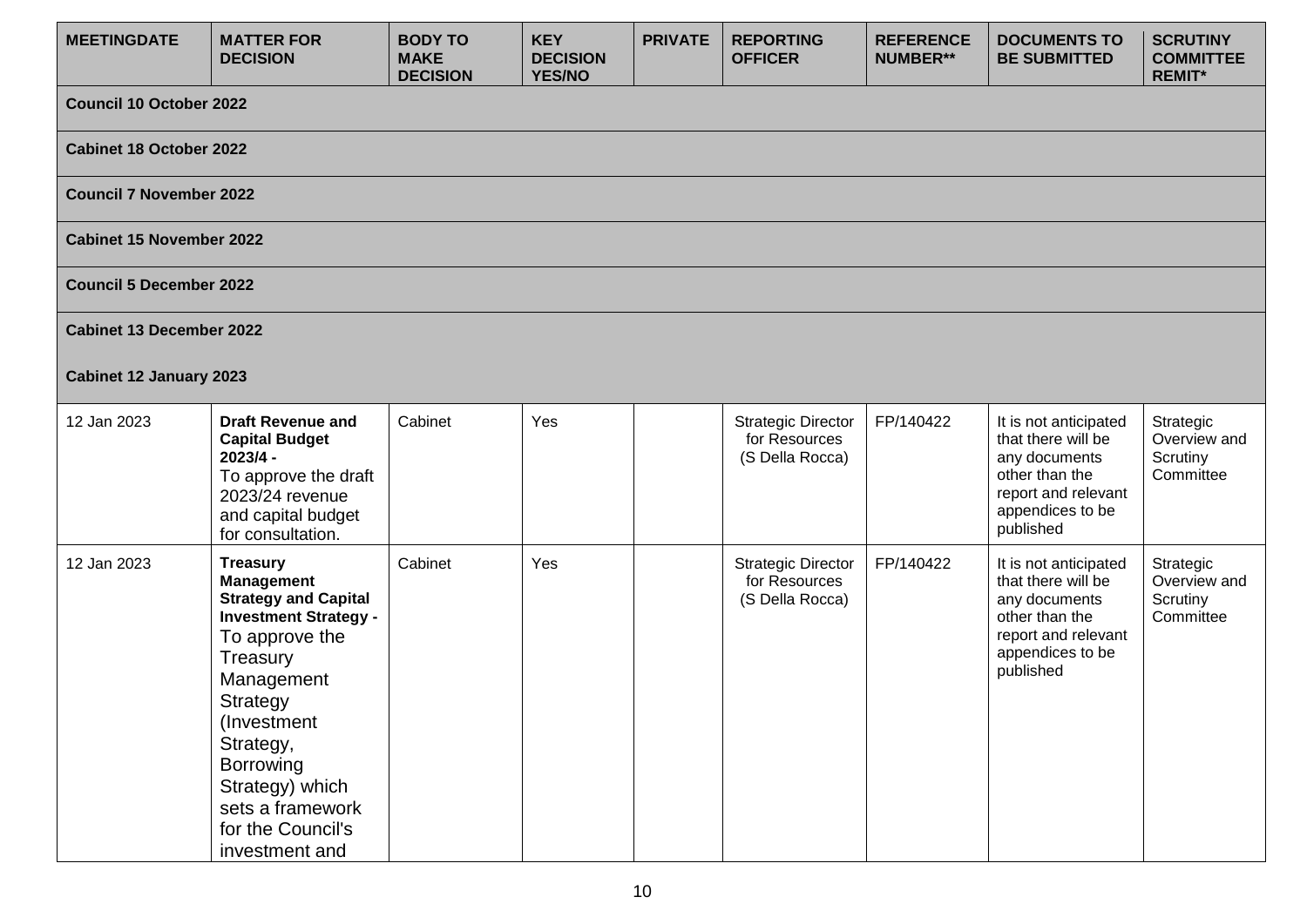| MEETINGDATE | MATTER FOR DECISION | BODY TO MAKE DECISION | KEY DECISION YES/NO | PRIVATE | REPORTING OFFICER | REFERENCE NUMBER** | DOCUMENTS TO BE SUBMITTED | SCRUTINY COMMITTEE REMIT* |
|---|---|---|---|---|---|---|---|---|
| **Council 10 October 2022** | | | | | | | | |
| **Cabinet 18 October 2022** | | | | | | | | |
| **Council 7 November 2022** | | | | | | | | |
| **Cabinet 15 November 2022** | | | | | | | | |
| **Council 5 December 2022** | | | | | | | | |
| **Cabinet 13 December 2022** | | | | | | | | |
| **Cabinet 12 January 2023** | | | | | | | | |
| 12 Jan 2023 | **Draft Revenue and Capital Budget 2023/4 -** To approve the draft 2023/24 revenue and capital budget for consultation. | Cabinet | Yes | | Strategic Director for Resources (S Della Rocca) | FP/140422 | It is not anticipated that there will be any documents other than the report and relevant appendices to be published | Strategic Overview and Scrutiny Committee |
| 12 Jan 2023 | **Treasury Management Strategy and Capital Investment Strategy -** To approve the Treasury Management Strategy (Investment Strategy, Borrowing Strategy) which sets a framework for the Council's investment and | Cabinet | Yes | | Strategic Director for Resources (S Della Rocca) | FP/140422 | It is not anticipated that there will be any documents other than the report and relevant appendices to be published | Strategic Overview and Scrutiny Committee |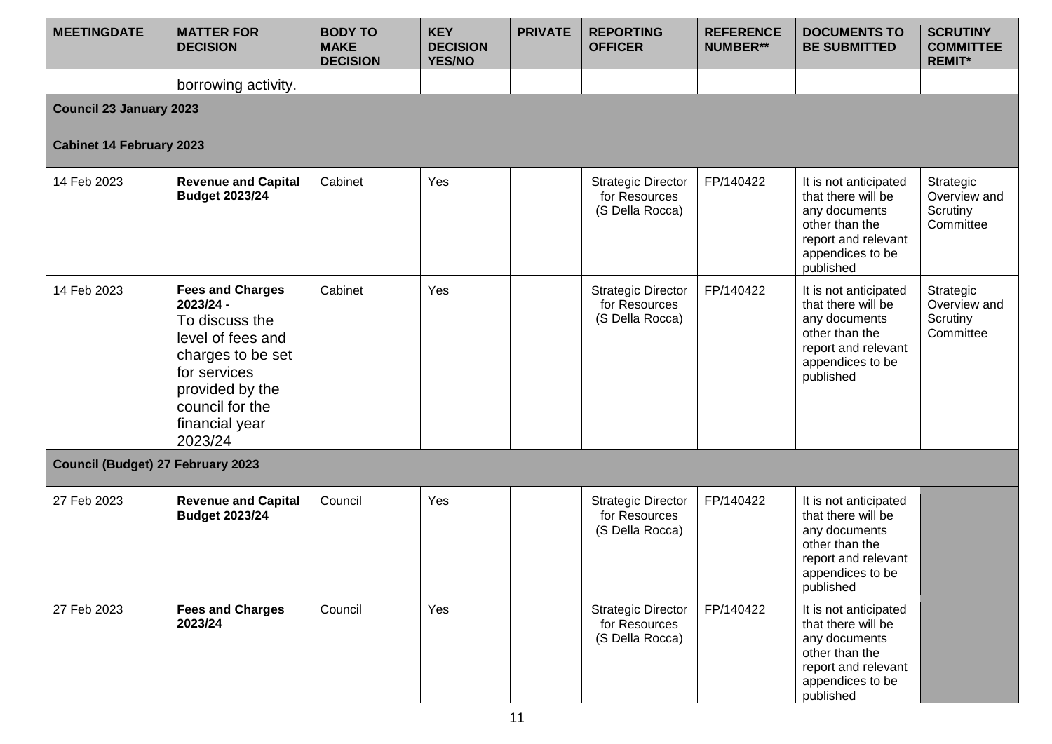| MEETINGDATE | MATTER FOR DECISION | BODY TO MAKE DECISION | KEY DECISION YES/NO | PRIVATE | REPORTING OFFICER | REFERENCE NUMBER** | DOCUMENTS TO BE SUBMITTED | SCRUTINY COMMITTEE REMIT* |
|---|---|---|---|---|---|---|---|---|
| | borrowing activity. | | | | | | | |
| **Council 23 January 2023** | | | | | | | | |
| **Cabinet 14 February 2023** | | | | | | | | |
| 14 Feb 2023 | **Revenue and Capital Budget 2023/24** | Cabinet | Yes | | Strategic Director for Resources (S Della Rocca) | FP/140422 | It is not anticipated that there will be any documents other than the report and relevant appendices to be published | Strategic Overview and Scrutiny Committee |
| 14 Feb 2023 | **Fees and Charges 2023/24 -** To discuss the level of fees and charges to be set for services provided by the council for the financial year 2023/24 | Cabinet | Yes | | Strategic Director for Resources (S Della Rocca) | FP/140422 | It is not anticipated that there will be any documents other than the report and relevant appendices to be published | Strategic Overview and Scrutiny Committee |
| **Council (Budget) 27 February 2023** | | | | | | | | |
| 27 Feb 2023 | **Revenue and Capital Budget 2023/24** | Council | Yes | | Strategic Director for Resources (S Della Rocca) | FP/140422 | It is not anticipated that there will be any documents other than the report and relevant appendices to be published | |
| 27 Feb 2023 | **Fees and Charges 2023/24** | Council | Yes | | Strategic Director for Resources (S Della Rocca) | FP/140422 | It is not anticipated that there will be any documents other than the report and relevant appendices to be published | |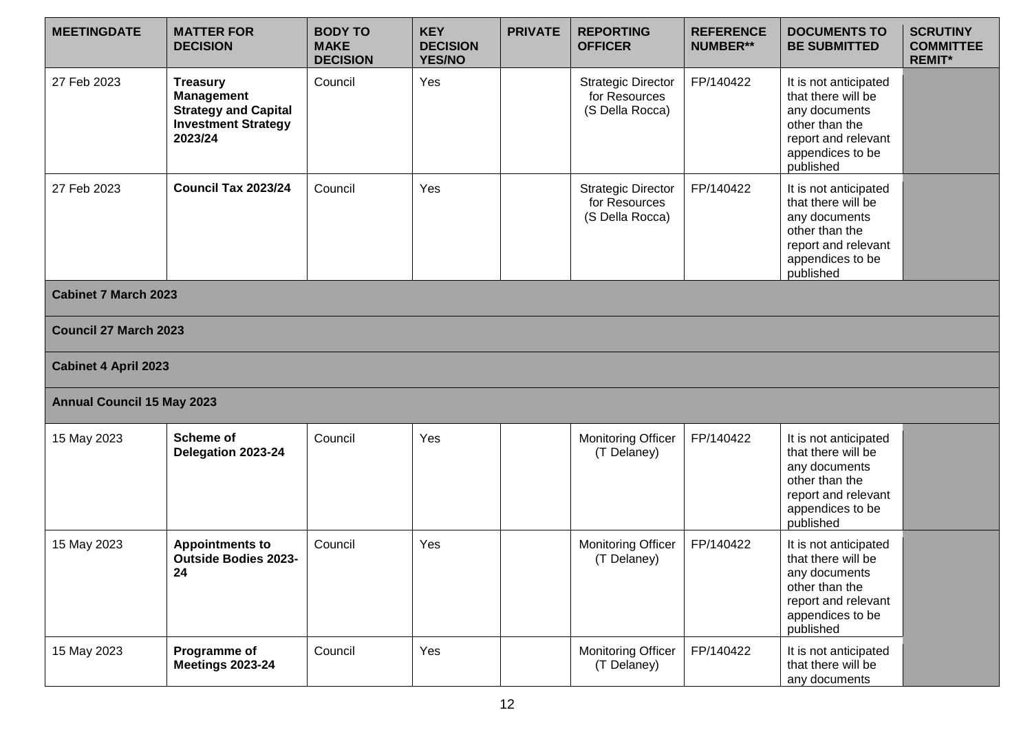| MEETINGDATE | MATTER FOR DECISION | BODY TO MAKE DECISION | KEY DECISION YES/NO | PRIVATE | REPORTING OFFICER | REFERENCE NUMBER** | DOCUMENTS TO BE SUBMITTED | SCRUTINY COMMITTEE REMIT* |
|---|---|---|---|---|---|---|---|---|
| 27 Feb 2023 | **Treasury Management Strategy and Capital Investment Strategy 2023/24** | Council | Yes | | Strategic Director for Resources (S Della Rocca) | FP/140422 | It is not anticipated that there will be any documents other than the report and relevant appendices to be published | |
| 27 Feb 2023 | **Council Tax 2023/24** | Council | Yes | | Strategic Director for Resources (S Della Rocca) | FP/140422 | It is not anticipated that there will be any documents other than the report and relevant appendices to be published | |
| **Cabinet 7 March 2023** | | | | | | | | |
| **Council 27 March 2023** | | | | | | | | |
| **Cabinet 4 April 2023** | | | | | | | | |
| **Annual Council 15 May 2023** | | | | | | | | |
| 15 May 2023 | **Scheme of Delegation 2023-24** | Council | Yes | | Monitoring Officer (T Delaney) | FP/140422 | It is not anticipated that there will be any documents other than the report and relevant appendices to be published | |
| 15 May 2023 | **Appointments to Outside Bodies 2023-24** | Council | Yes | | Monitoring Officer (T Delaney) | FP/140422 | It is not anticipated that there will be any documents other than the report and relevant appendices to be published | |
| 15 May 2023 | **Programme of Meetings 2023-24** | Council | Yes | | Monitoring Officer (T Delaney) | FP/140422 | It is not anticipated that there will be any documents | |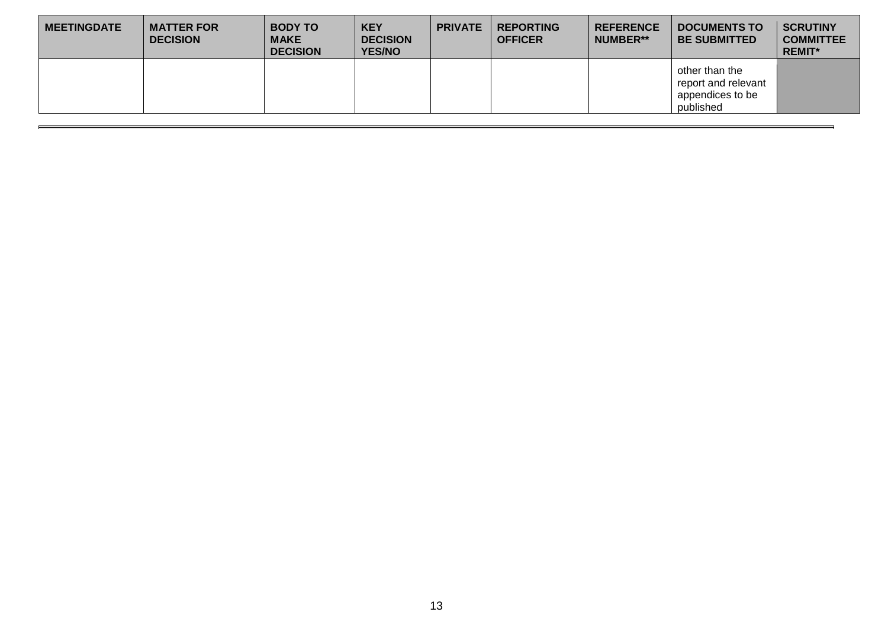| MEETINGDATE | MATTER FOR DECISION | BODY TO MAKE DECISION | KEY DECISION YES/NO | PRIVATE | REPORTING OFFICER | REFERENCE NUMBER** | DOCUMENTS TO BE SUBMITTED | SCRUTINY COMMITTEE REMIT* |
|---|---|---|---|---|---|---|---|---|
| | | | | | | | other than the report and relevant appendices to be published | |